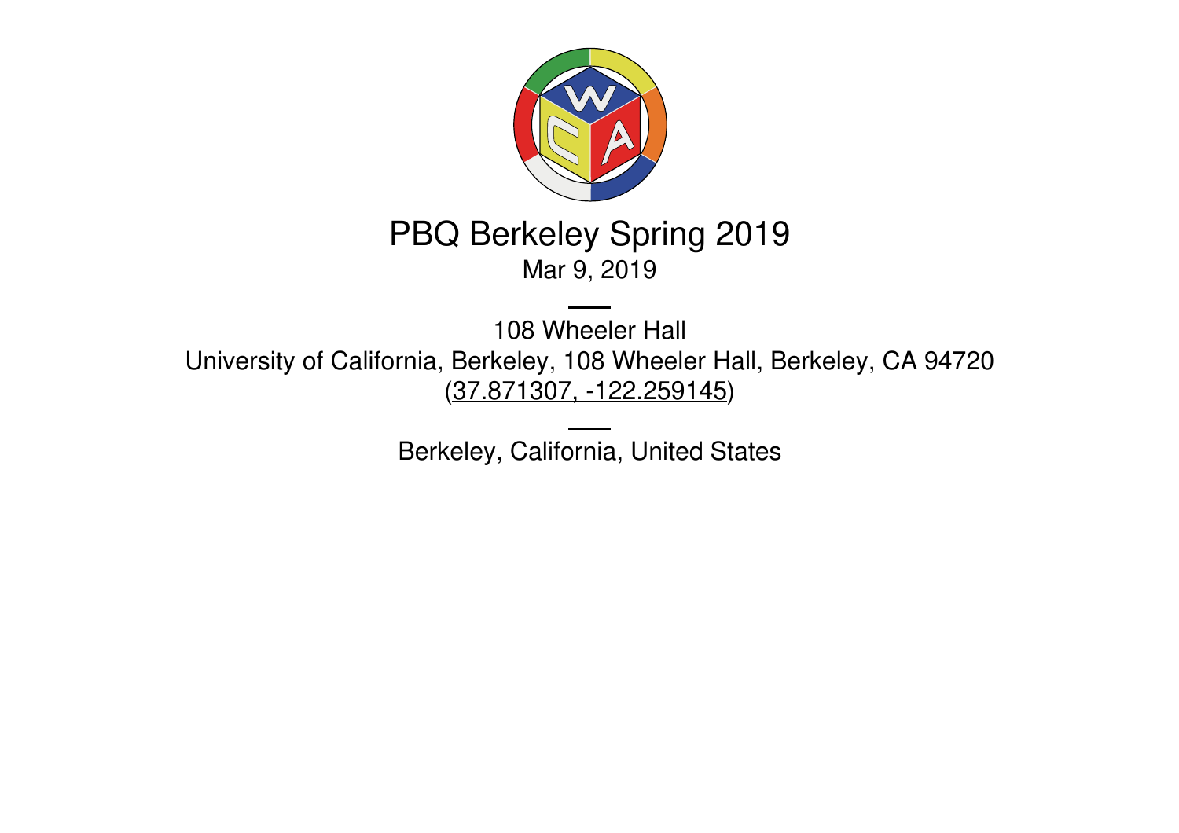# PBQ Berkeley Spring 2019

Mar 9, 2019

---

108 Wheeler Hall

University of California, Berkeley, 108 Wheeler Hall, Berkeley, CA 94720

(37.871307, -122.259145)

---

Berkeley, California, United States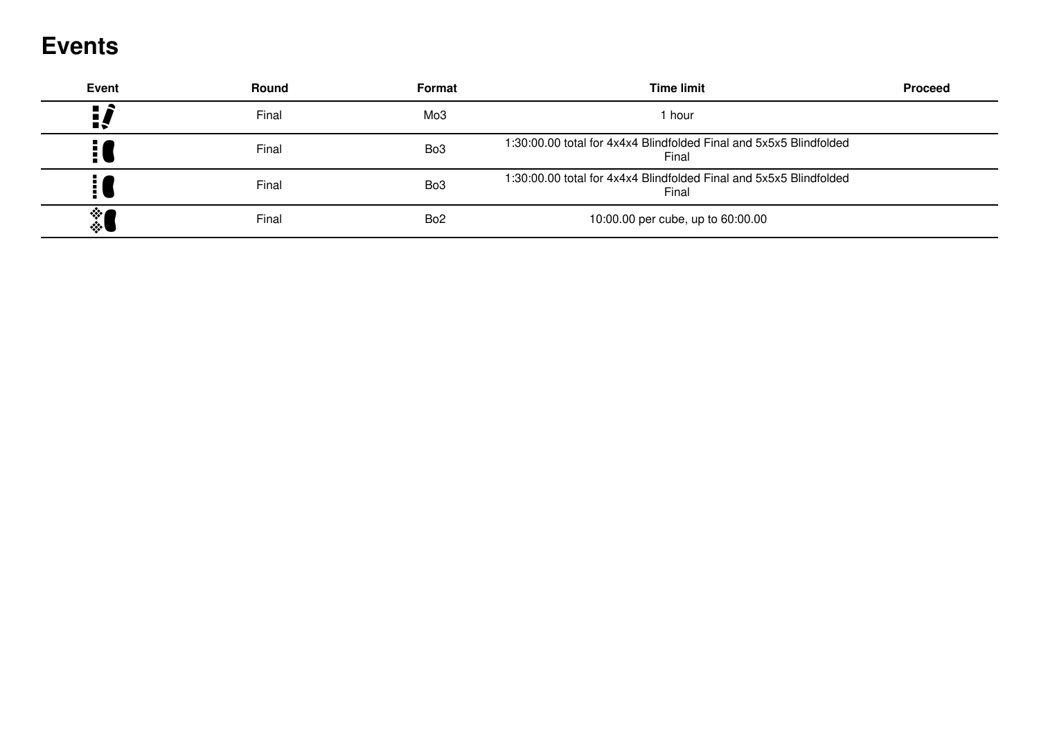# Events

| Event | Round | Format | Time limit | Proceed |
|---|---|---|---|---|
| | Final | Mo3 | 1 hour | |
| | Final | Bo3 | 1:30:00.00 total for 4x4x4 Blindfolded Final and 5x5x5 Blindfolded Final | |
| | Final | Bo3 | 1:30:00.00 total for 4x4x4 Blindfolded Final and 5x5x5 Blindfolded Final | |
| | Final | Bo2 | 10:00.00 per cube, up to 60:00.00 | |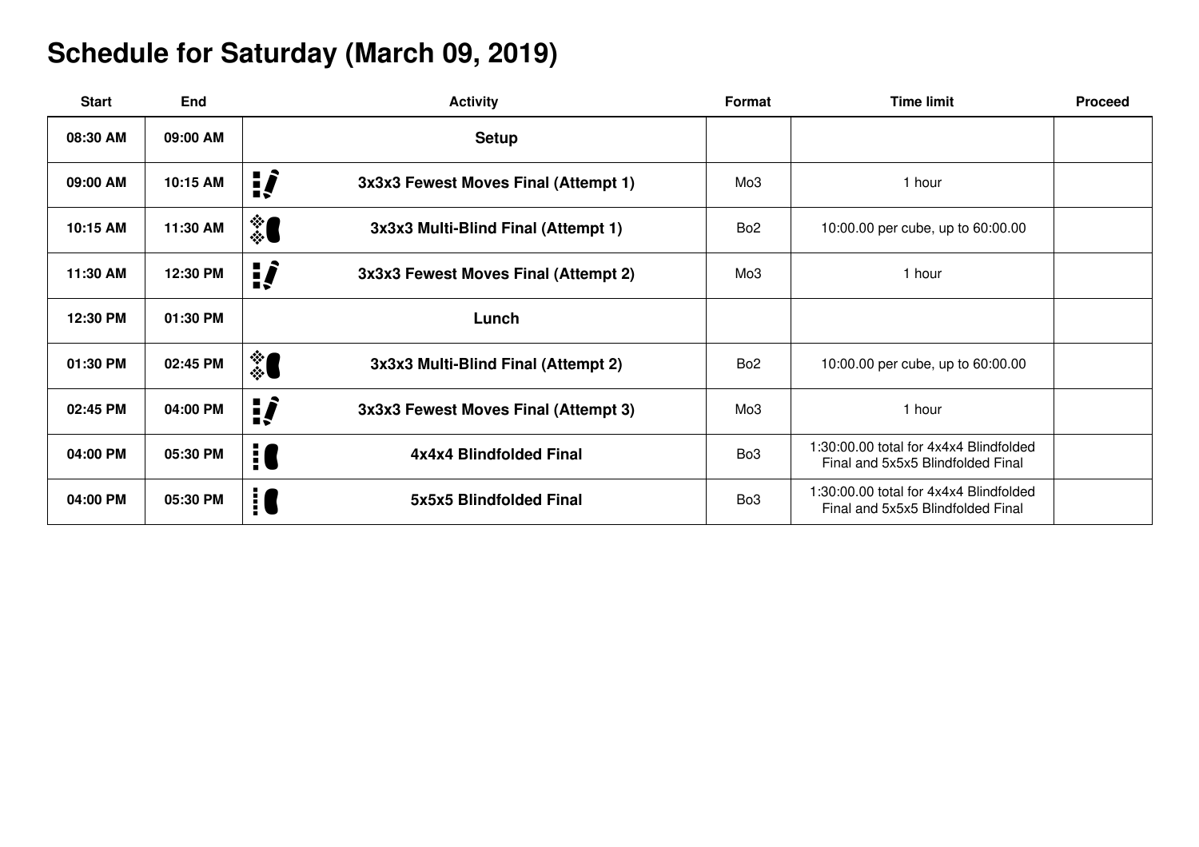# Schedule for Saturday (March 09, 2019)

| Start | End | Activity | Format | Time limit | Proceed |
| --- | --- | --- | --- | --- | --- |
| 08:30 AM | 09:00 AM | Setup | | | |
| 09:00 AM | 10:15 AM | 3x3x3 Fewest Moves Final (Attempt 1) | Mo3 | 1 hour | |
| 10:15 AM | 11:30 AM | 3x3x3 Multi-Blind Final (Attempt 1) | Bo2 | 10:00.00 per cube, up to 60:00.00 | |
| 11:30 AM | 12:30 PM | 3x3x3 Fewest Moves Final (Attempt 2) | Mo3 | 1 hour | |
| 12:30 PM | 01:30 PM | Lunch | | | |
| 01:30 PM | 02:45 PM | 3x3x3 Multi-Blind Final (Attempt 2) | Bo2 | 10:00.00 per cube, up to 60:00.00 | |
| 02:45 PM | 04:00 PM | 3x3x3 Fewest Moves Final (Attempt 3) | Mo3 | 1 hour | |
| 04:00 PM | 05:30 PM | 4x4x4 Blindfolded Final | Bo3 | 1:30:00.00 total for 4x4x4 Blindfolded Final and 5x5x5 Blindfolded Final | |
| 04:00 PM | 05:30 PM | 5x5x5 Blindfolded Final | Bo3 | 1:30:00.00 total for 4x4x4 Blindfolded Final and 5x5x5 Blindfolded Final | |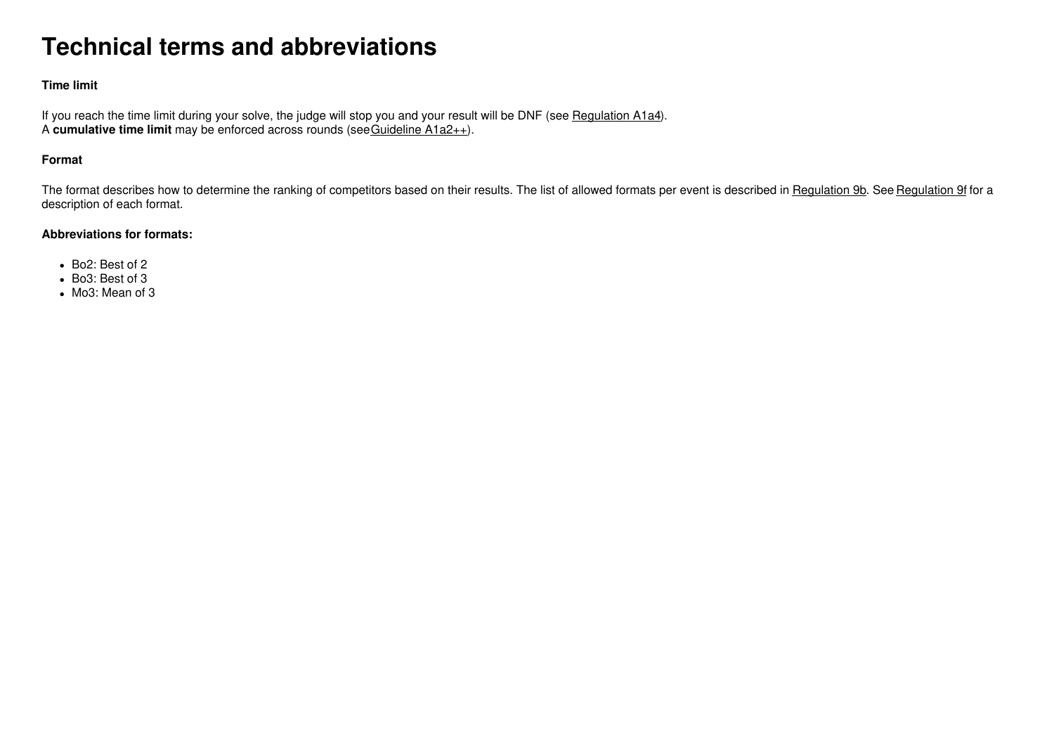# Technical terms and abbreviations

**Time limit**

If you reach the time limit during your solve, the judge will stop you and your result will be DNF (see Regulation A1a4).
A **cumulative time limit** may be enforced across rounds (see Guideline A1a2++).

**Format**

The format describes how to determine the ranking of competitors based on their results. The list of allowed formats per event is described in Regulation 9b. See Regulation 9f for a description of each format.

**Abbreviations for formats:**

- Bo2: Best of 2
- Bo3: Best of 3
- Mo3: Mean of 3